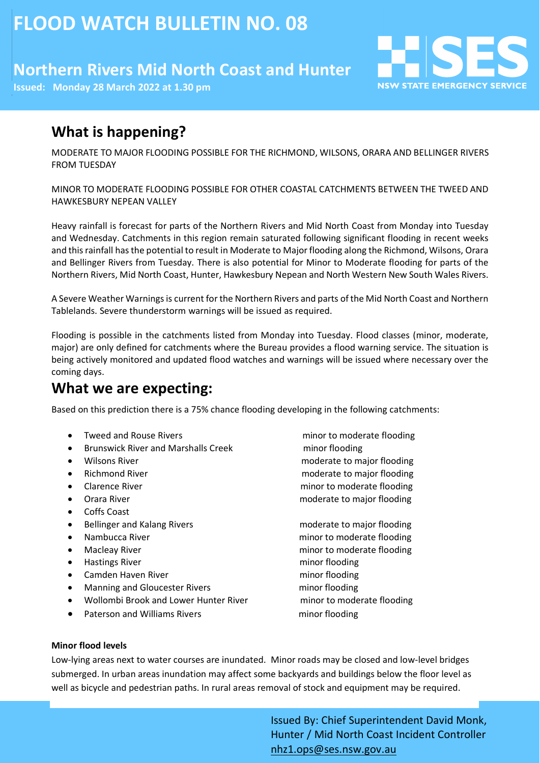# FLOOD WATCH BULLETIN NO. 08

## Northern Rivers Mid North Coast and Hunter

**Issued: Monday 28 March 2022 at 1.30 pm**

NSW STATE EMERGENCY SERVICE

## What is happening?

MODERATE TO MAJOR FLOODING POSSIBLE FOR THE RICHMOND, WILSONS, ORARA AND BELLINGER RIVERS FROM TUESDAY

MINOR TO MODERATE FLOODING POSSIBLE FOR OTHER COASTAL CATCHMENTS BETWEEN THE TWEED AND HAWKESBURY NEPEAN VALLEY

Heavy rainfall is forecast for parts of the Northern Rivers and Mid North Coast from Monday into Tuesday and Wednesday. Catchments in this region remain saturated following significant flooding in recent weeks and this rainfall has the potential to result in Moderate to Major flooding along the Richmond, Wilsons, Orara and Bellinger Rivers from Tuesday. There is also potential for Minor to Moderate flooding for parts of the Northern Rivers, Mid North Coast, Hunter, Hawkesbury Nepean and North Western New South Wales Rivers.

A Severe Weather Warnings is current for the Northern Rivers and parts of the Mid North Coast and Northern Tablelands. Severe thunderstorm warnings will be issued as required.

Flooding is possible in the catchments listed from Monday into Tuesday. Flood classes (minor, moderate, major) are only defined for catchments where the Bureau provides a flood warning service. The situation is being actively monitored and updated flood watches and warnings will be issued where necessary over the coming days.

## What we are expecting:

Based on this prediction there is a 75% chance flooding developing in the following catchments:

- Tweed and Rouse Rivers — minor to moderate flooding
- Brunswick River and Marshalls Creek — minor flooding
- Wilsons River — moderate to major flooding
- Richmond River — moderate to major flooding
- Clarence River — minor to moderate flooding
- Orara River — moderate to major flooding
- Coffs Coast
- Bellinger and Kalang Rivers — moderate to major flooding
- Nambucca River — minor to moderate flooding
- Macleay River — minor to moderate flooding
- Hastings River — minor flooding
- Camden Haven River — minor flooding
- Manning and Gloucester Rivers — minor flooding
- Wollombi Brook and Lower Hunter River — minor to moderate flooding
- Paterson and Williams Rivers — minor flooding

**Minor flood levels**

Low-lying areas next to water courses are inundated. Minor roads may be closed and low-level bridges submerged. In urban areas inundation may affect some backyards and buildings below the floor level as well as bicycle and pedestrian paths. In rural areas removal of stock and equipment may be required.

Issued By: Chief Superintendent David Monk, Hunter / Mid North Coast Incident Controller
nhz1.ops@ses.nsw.gov.au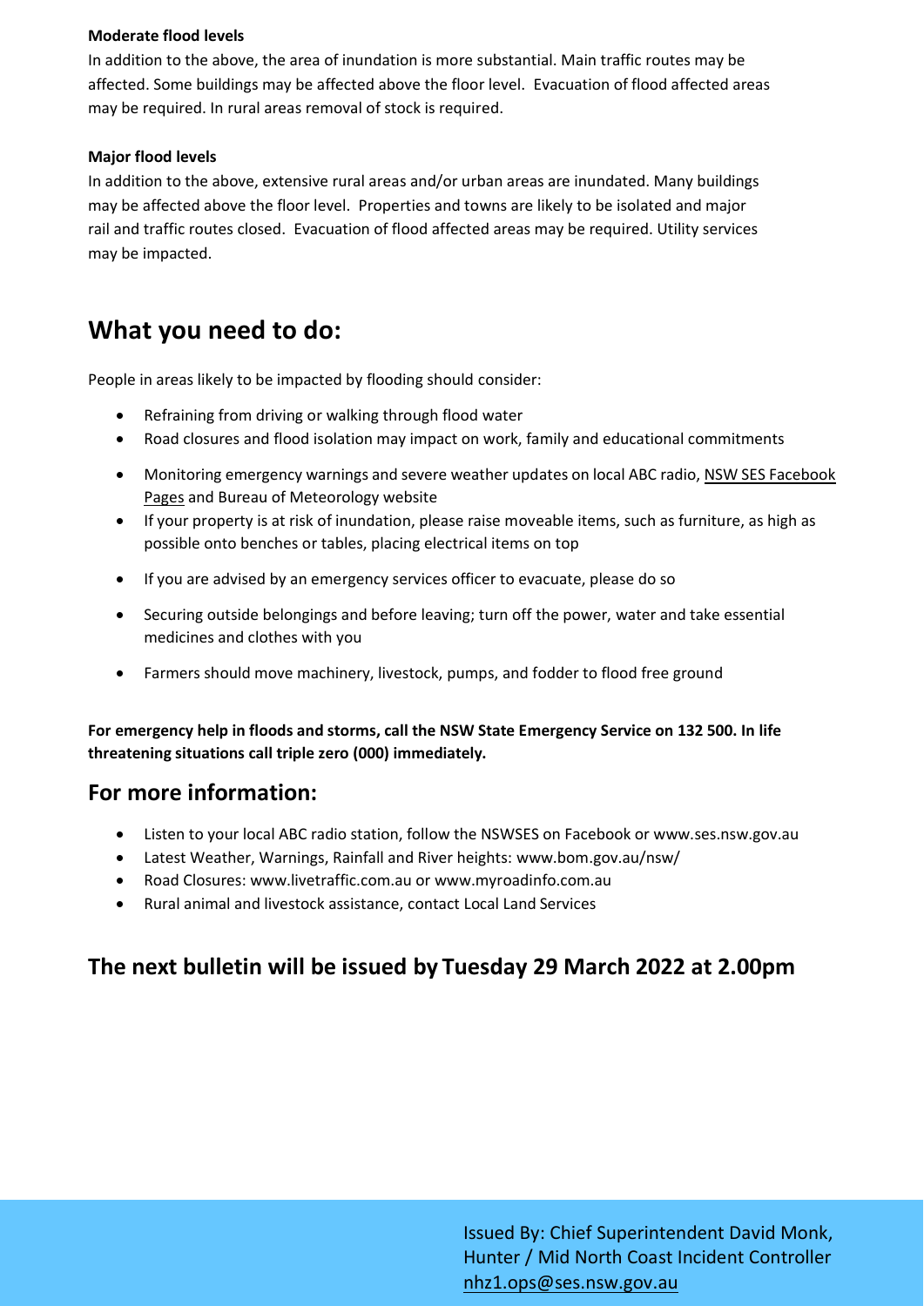**Moderate flood levels**

In addition to the above, the area of inundation is more substantial. Main traffic routes may be affected. Some buildings may be affected above the floor level. Evacuation of flood affected areas may be required. In rural areas removal of stock is required.

**Major flood levels**

In addition to the above, extensive rural areas and/or urban areas are inundated. Many buildings may be affected above the floor level. Properties and towns are likely to be isolated and major rail and traffic routes closed. Evacuation of flood affected areas may be required. Utility services may be impacted.

# What you need to do:

People in areas likely to be impacted by flooding should consider:

- Refraining from driving or walking through flood water
- Road closures and flood isolation may impact on work, family and educational commitments
- Monitoring emergency warnings and severe weather updates on local ABC radio, NSW SES Facebook Pages and Bureau of Meteorology website
- If your property is at risk of inundation, please raise moveable items, such as furniture, as high as possible onto benches or tables, placing electrical items on top
- If you are advised by an emergency services officer to evacuate, please do so
- Securing outside belongings and before leaving; turn off the power, water and take essential medicines and clothes with you
- Farmers should move machinery, livestock, pumps, and fodder to flood free ground

**For emergency help in floods and storms, call the NSW State Emergency Service on 132 500. In life threatening situations call triple zero (000) immediately.**

## For more information:

- Listen to your local ABC radio station, follow the NSWSES on Facebook or www.ses.nsw.gov.au
- Latest Weather, Warnings, Rainfall and River heights: www.bom.gov.au/nsw/
- Road Closures: www.livetraffic.com.au or www.myroadinfo.com.au
- Rural animal and livestock assistance, contact Local Land Services

## The next bulletin will be issued by Tuesday 29 March 2022 at 2.00pm

Issued By: Chief Superintendent David Monk, Hunter / Mid North Coast Incident Controller
nhz1.ops@ses.nsw.gov.au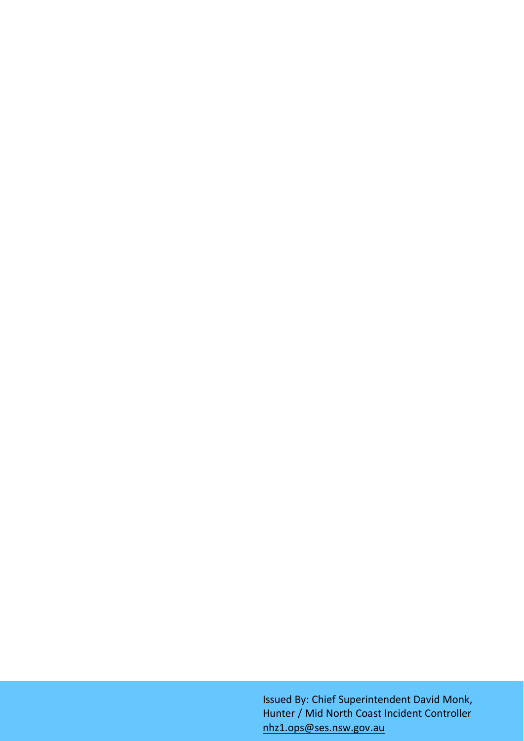Issued By: Chief Superintendent David Monk,
Hunter / Mid North Coast Incident Controller
nhz1.ops@ses.nsw.gov.au